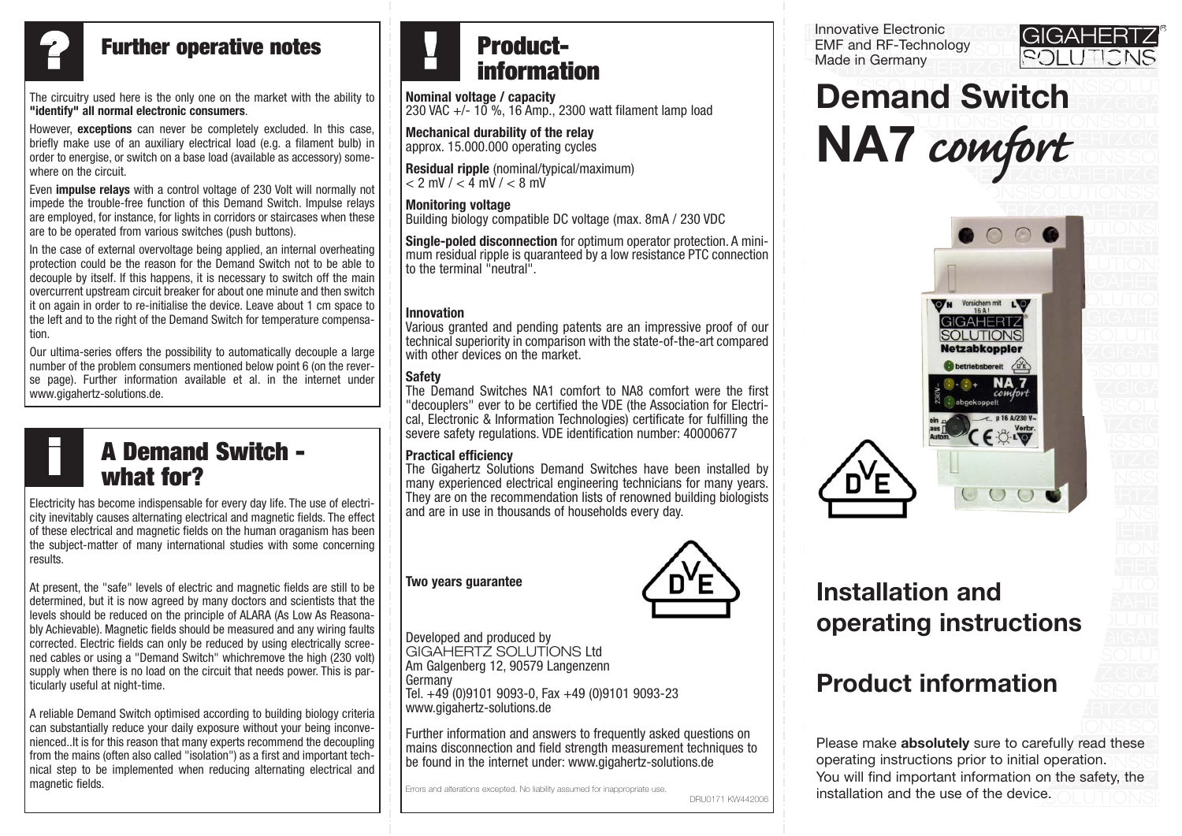## Further operative notes

The circuitry used here is the only one on the market with the ability to **"identify" all normal electronic consumers**.

However, **exceptions** can never be completely excluded. In this case, briefly make use of an auxiliary electrical load (e.g. a filament bulb) in order to energise, or switch on a base load (available as accessory) somewhere on the circuit.

Even **impulse relays** with a control voltage of 230 Volt will normally not impede the trouble-free function of this Demand Switch. Impulse relays are employed, for instance, for lights in corridors or staircases when these are to be operated from various switches (push buttons).

In the case of external overvoltage being applied, an internal overheating protection could be the reason for the Demand Switch not to be able to decouple by itself. If this happens, it is necessary to switch off the main overcurrent upstream circuit breaker for about one minute and then switch it on again in order to re-initialise the device. Leave about 1 cm space to the left and to the right of the Demand Switch for temperature compensation.

Our ultima-series offers the possibility to automatically decouple a large number of the problem consumers mentioned below point 6 (on the reverse page). Further information available et al. in the internet under www.gigahertz-solutions.de.

## A Demand Switch - what for?

Electricity has become indispensable for every day life. The use of electricity inevitably causes alternating electrical and magnetic fields. The effect of these electrical and magnetic fields on the human oraganism has been the subject-matter of many international studies with some concerning results.

At present, the "safe" levels of electric and magnetic fields are still to be determined, but it is now agreed by many doctors and scientists that the levels should be reduced on the principle of ALARA (As Low As Reasonably Achievable). Magnetic fields should be measured and any wiring faults corrected. Electric fields can only be reduced by using electrically screened cables or using a "Demand Switch" whichremove the high (230 volt) supply when there is no load on the circuit that needs power. This is particularly useful at night-time.

A reliable Demand Switch optimised according to building biology criteria can substantially reduce your daily exposure without your being inconvenienced..It is for this reason that many experts recommend the decoupling from the mains (often also called "isolation") as a first and important technical step to be implemented when reducing alternating electrical and magnetic fields.

## Product-information

**Nominal voltage / capacity**
230 VAC +/- 10 %, 16 Amp., 2300 watt filament lamp load

**Mechanical durability of the relay**
approx. 15.000.000 operating cycles

**Residual ripple** (nominal/typical/maximum)
< 2 mV / < 4 mV / < 8 mV

**Monitoring voltage**
Building biology compatible DC voltage (max. 8mA / 230 VDC

**Single-poled disconnection** for optimum operator protection. A minimum residual ripple is quaranteed by a low resistance PTC connection to the terminal "neutral".

**Innovation**
Various granted and pending patents are an impressive proof of our technical superiority in comparison with the state-of-the-art compared with other devices on the market.

**Safety**
The Demand Switches NA1 comfort to NA8 comfort were the first "decouplers" ever to be certified the VDE (the Association for Electrical, Electronic & Information Technologies) certificate for fulfilling the severe safety regulations. VDE identification number: 40000677

**Practical efficiency**
The Gigahertz Solutions Demand Switches have been installed by many experienced electrical engineering technicians for many years. They are on the recommendation lists of renowned building biologists and are in use in thousands of households every day.

**Two years guarantee**

Developed and produced by
GIGAHERTZ SOLUTIONS Ltd
Am Galgenberg 12, 90579 Langenzenn
Germany
Tel. +49 (0)9101 9093-0, Fax +49 (0)9101 9093-23
www.gigahertz-solutions.de

Further information and answers to frequently asked questions on mains disconnection and field strength measurement techniques to be found in the internet under: www.gigahertz-solutions.de

Errors and alterations excepted. No liability assumed for inappropriate use.

DRU0171 KW442006

Innovative Electronic
EMF and RF-Technology
Made in Germany

GIGAHERTZ SOLUTIONS

# Demand Switch NA7 *comfort*

## Installation and operating instructions

## Product information

Please make **absolutely** sure to carefully read these operating instructions prior to initial operation.
You will find important information on the safety, the installation and the use of the device.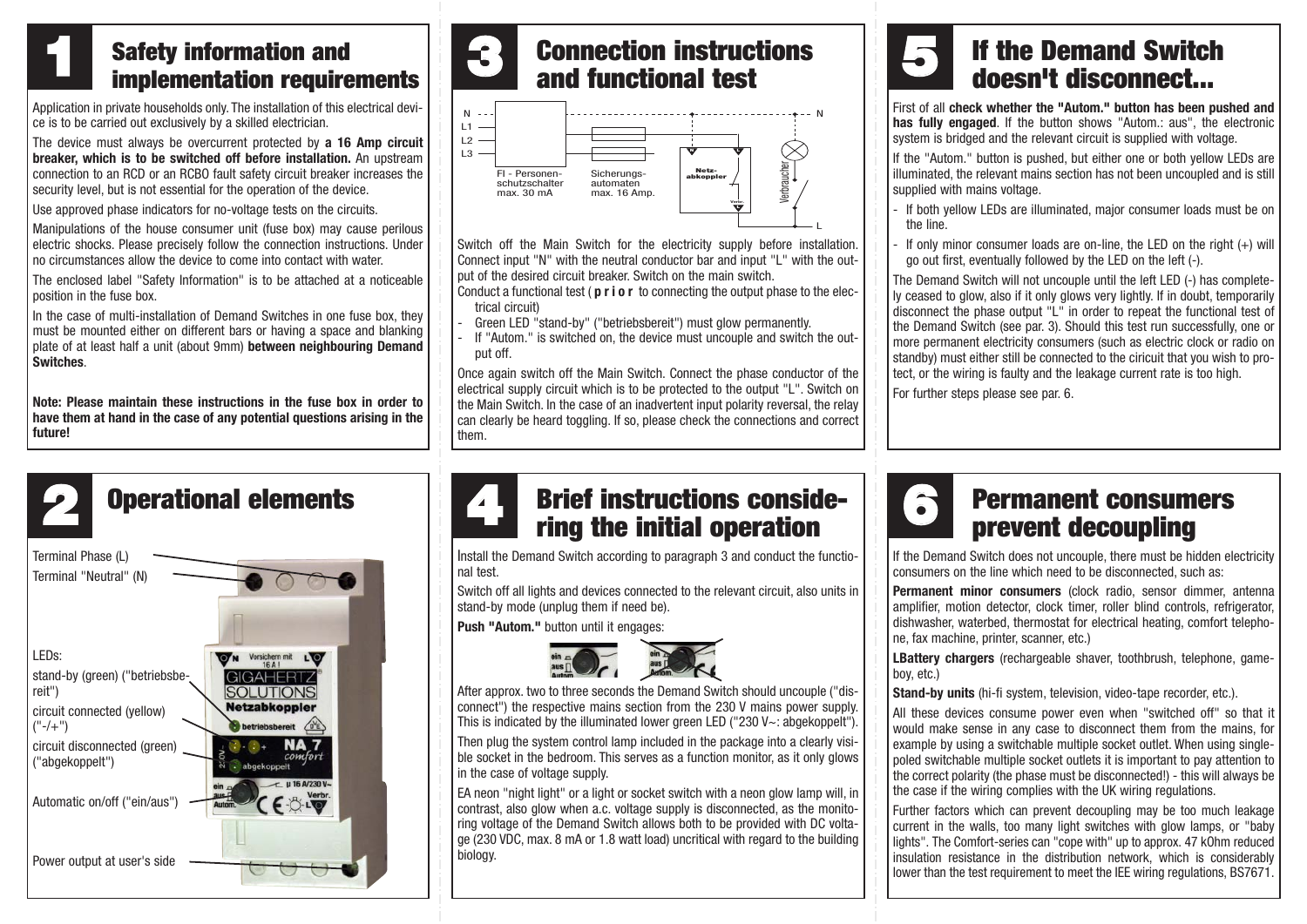# 1 Safety information and implementation requirements

Application in private households only. The installation of this electrical device is to be carried out exclusively by a skilled electrician.

The device must always be overcurrent protected by **a 16 Amp circuit breaker, which is to be switched off before installation.** An upstream connection to an RCD or an RCBO fault safety circuit breaker increases the security level, but is not essential for the operation of the device.

Use approved phase indicators for no-voltage tests on the circuits.

Manipulations of the house consumer unit (fuse box) may cause perilous electric shocks. Please precisely follow the connection instructions. Under no circumstances allow the device to come into contact with water.

The enclosed label "Safety Information" is to be attached at a noticeable position in the fuse box.

In the case of multi-installation of Demand Switches in one fuse box, they must be mounted either on different bars or having a space and blanking plate of at least half a unit (about 9mm) **between neighbouring Demand Switches**.

**Note: Please maintain these instructions in the fuse box in order to have them at hand in the case of any potential questions arising in the future!**

# 2 Operational elements

Terminal Phase (L)

Terminal "Neutral" (N)

LEDs:

stand-by (green) ("betriebsbereit")

circuit connected (yellow) ("-/+")

circuit disconnected (green) ("abgekoppelt")

Automatic on/off ("ein/aus")

Power output at user's side

# 3 Connection instructions and functional test

N
L1
L2
L3
FI - Personenschutzschalter max. 30 mA
Sicherungsautomaten max. 16 Amp.
Netzabkoppler
Verbraucher
N
L

Switch off the Main Switch for the electricity supply before installation. Connect input "N" with the neutral conductor bar and input "L" with the output of the desired circuit breaker. Switch on the main switch.

Conduct a functional test ( **prior** to connecting the output phase to the electrical circuit)

- Green LED "stand-by" ("betriebsbereit") must glow permanently.
- If "Autom." is switched on, the device must uncouple and switch the output off.

Once again switch off the Main Switch. Connect the phase conductor of the electrical supply circuit which is to be protected to the output "L". Switch on the Main Switch. In the case of an inadvertent input polarity reversal, the relay can clearly be heard toggling. If so, please check the connections and correct them.

# 4 Brief instructions considering the initial operation

Install the Demand Switch according to paragraph 3 and conduct the functional test.

Switch off all lights and devices connected to the relevant circuit, also units in stand-by mode (unplug them if need be).

**Push "Autom."** button until it engages:

After approx. two to three seconds the Demand Switch should uncouple ("disconnect") the respective mains section from the 230 V mains power supply. This is indicated by the illuminated lower green LED ("230 V~: abgekoppelt").

Then plug the system control lamp included in the package into a clearly visible socket in the bedroom. This serves as a function monitor, as it only glows in the case of voltage supply.

EA neon "night light" or a light or socket switch with a neon glow lamp will, in contrast, also glow when a.c. voltage supply is disconnected, as the monitoring voltage of the Demand Switch allows both to be provided with DC voltage (230 VDC, max. 8 mA or 1.8 watt load) uncritical with regard to the building biology.

# 5 If the Demand Switch doesn't disconnect...

First of all **check whether the "Autom." button has been pushed and has fully engaged**. If the button shows "Autom.: aus", the electronic system is bridged and the relevant circuit is supplied with voltage.

If the "Autom." button is pushed, but either one or both yellow LEDs are illuminated, the relevant mains section has not been uncoupled and is still supplied with mains voltage.

- If both yellow LEDs are illuminated, major consumer loads must be on the line.
- If only minor consumer loads are on-line, the LED on the right (+) will go out first, eventually followed by the LED on the left (-).

The Demand Switch will not uncouple until the left LED (-) has completely ceased to glow, also if it only glows very lightly. If in doubt, temporarily disconnect the phase output "L" in order to repeat the functional test of the Demand Switch (see par. 3). Should this test run successfully, one or more permanent electricity consumers (such as electric clock or radio on standby) must either still be connected to the ciricuit that you wish to protect, or the wiring is faulty and the leakage current rate is too high.

For further steps please see par. 6.

# 6 Permanent consumers prevent decoupling

If the Demand Switch does not uncouple, there must be hidden electricity consumers on the line which need to be disconnected, such as:

**Permanent minor consumers** (clock radio, sensor dimmer, antenna amplifier, motion detector, clock timer, roller blind controls, refrigerator, dishwasher, waterbed, thermostat for electrical heating, comfort telephone, fax machine, printer, scanner, etc.)

**LBattery chargers** (rechargeable shaver, toothbrush, telephone, gameboy, etc.)

**Stand-by units** (hi-fi system, television, video-tape recorder, etc.).

All these devices consume power even when "switched off" so that it would make sense in any case to disconnect them from the mains, for example by using a switchable multiple socket outlet. When using single-poled switchable multiple socket outlets it is important to pay attention to the correct polarity (the phase must be disconnected!) - this will always be the case if the wiring complies with the UK wiring regulations.

Further factors which can prevent decoupling may be too much leakage current in the walls, too many light switches with glow lamps, or "baby lights". The Comfort-series can "cope with" up to approx. 47 kOhm reduced insulation resistance in the distribution network, which is considerably lower than the test requirement to meet the IEE wiring regulations, BS7671.